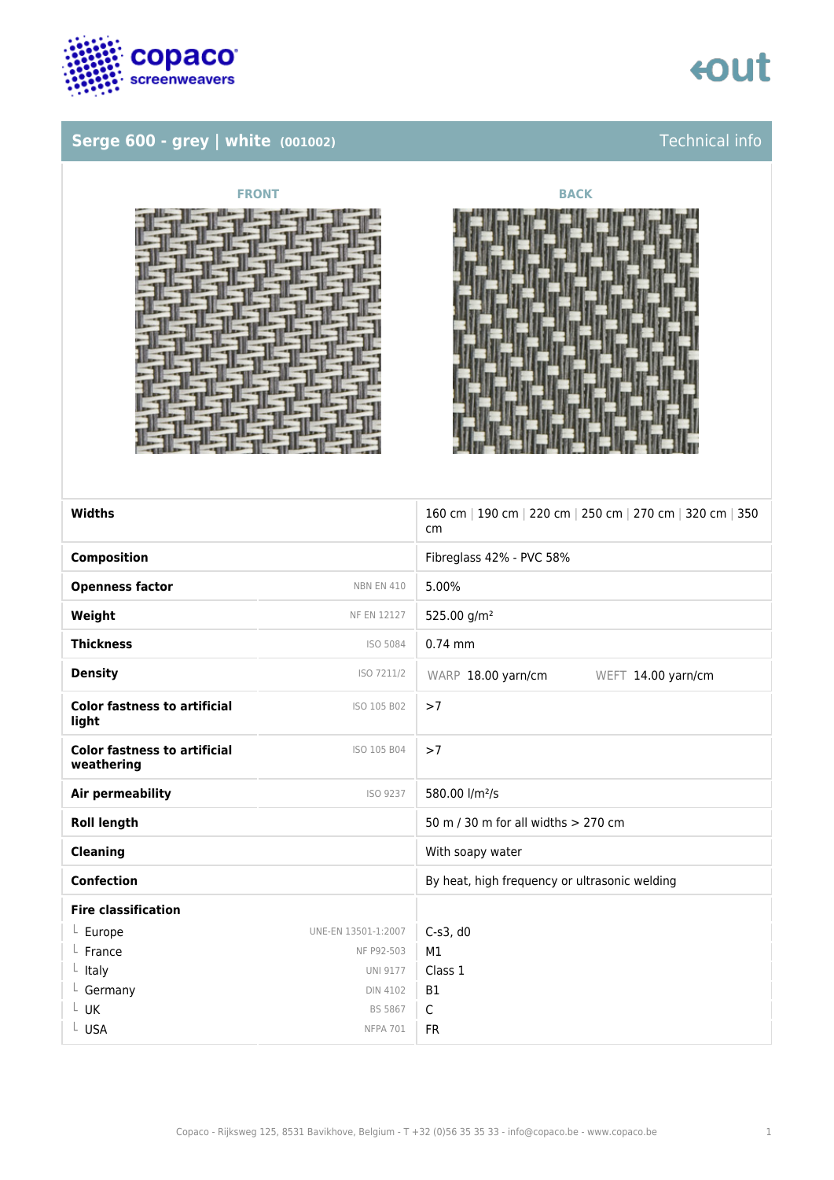copaco screenwearers

out

## Serge 600 - grey | white (001002)

Technical info

FRONT

BACK

| | | |
|---|---|---|
| **Widths** | | 160 cm \| 190 cm \| 220 cm \| 250 cm \| 270 cm \| 320 cm \| 350 cm |
| **Composition** | | Fibreglass 42% - PVC 58% |
| **Openness factor** | NBN EN 410 | 5.00% |
| **Weight** | NF EN 12127 | 525.00 g/m² |
| **Thickness** | ISO 5084 | 0.74 mm |
| **Density** | ISO 7211/2 | WARP 18.00 yarn/cm WEFT 14.00 yarn/cm |
| **Color fastness to artificial light** | ISO 105 B02 | >7 |
| **Color fastness to artificial weathering** | ISO 105 B04 | >7 |
| **Air permeability** | ISO 9237 | 580.00 l/m²/s |
| **Roll length** | | 50 m / 30 m for all widths > 270 cm |
| **Cleaning** | | With soapy water |
| **Confection** | | By heat, high frequency or ultrasonic welding |
| **Fire classification** | | |
| └ Europe | UNE-EN 13501-1:2007 | C-s3, d0 |
| └ France | NF P92-503 | M1 |
| └ Italy | UNI 9177 | Class 1 |
| └ Germany | DIN 4102 | B1 |
| └ UK | BS 5867 | C |
| └ USA | NFPA 701 | FR |

Copaco - Rijksweg 125, 8531 Bavikhove, Belgium - T +32 (0)56 35 35 33 - info@copaco.be - www.copaco.be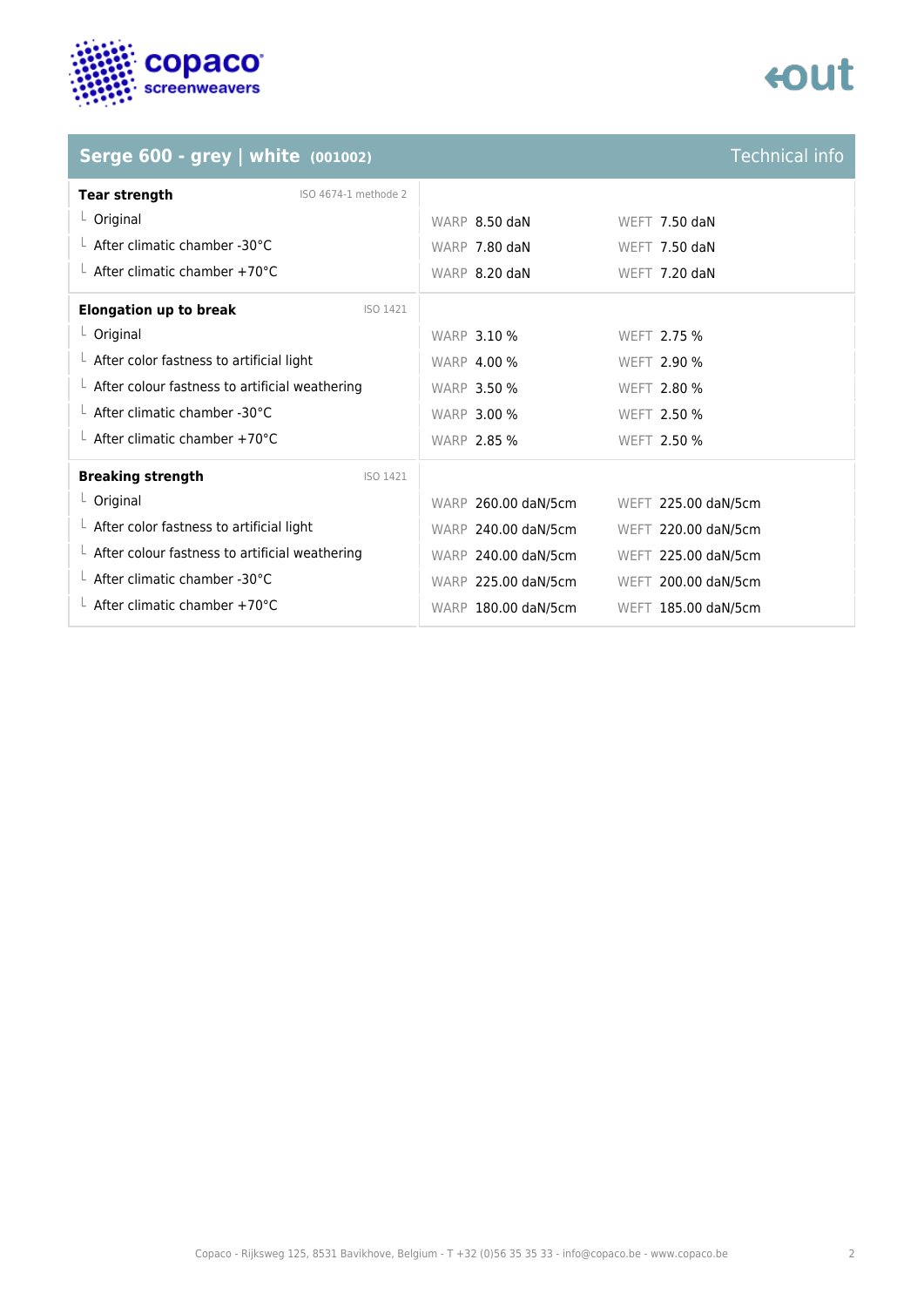## Serge 600 - grey | white (001002)

Technical info

| Tear strength (ISO 4674-1 methode 2) | WARP | WEFT |
|---|---|---|
| Original | 8.50 daN | 7.50 daN |
| After climatic chamber -30°C | 7.80 daN | 7.50 daN |
| After climatic chamber +70°C | 8.20 daN | 7.20 daN |

| Elongation up to break (ISO 1421) | WARP | WEFT |
|---|---|---|
| Original | 3.10 % | 2.75 % |
| After color fastness to artificial light | 4.00 % | 2.90 % |
| After colour fastness to artificial weathering | 3.50 % | 2.80 % |
| After climatic chamber -30°C | 3.00 % | 2.50 % |
| After climatic chamber +70°C | 2.85 % | 2.50 % |

| Breaking strength (ISO 1421) | WARP | WEFT |
|---|---|---|
| Original | 260.00 daN/5cm | 225.00 daN/5cm |
| After color fastness to artificial light | 240.00 daN/5cm | 220.00 daN/5cm |
| After colour fastness to artificial weathering | 240.00 daN/5cm | 225.00 daN/5cm |
| After climatic chamber -30°C | 225.00 daN/5cm | 200.00 daN/5cm |
| After climatic chamber +70°C | 180.00 daN/5cm | 185.00 daN/5cm |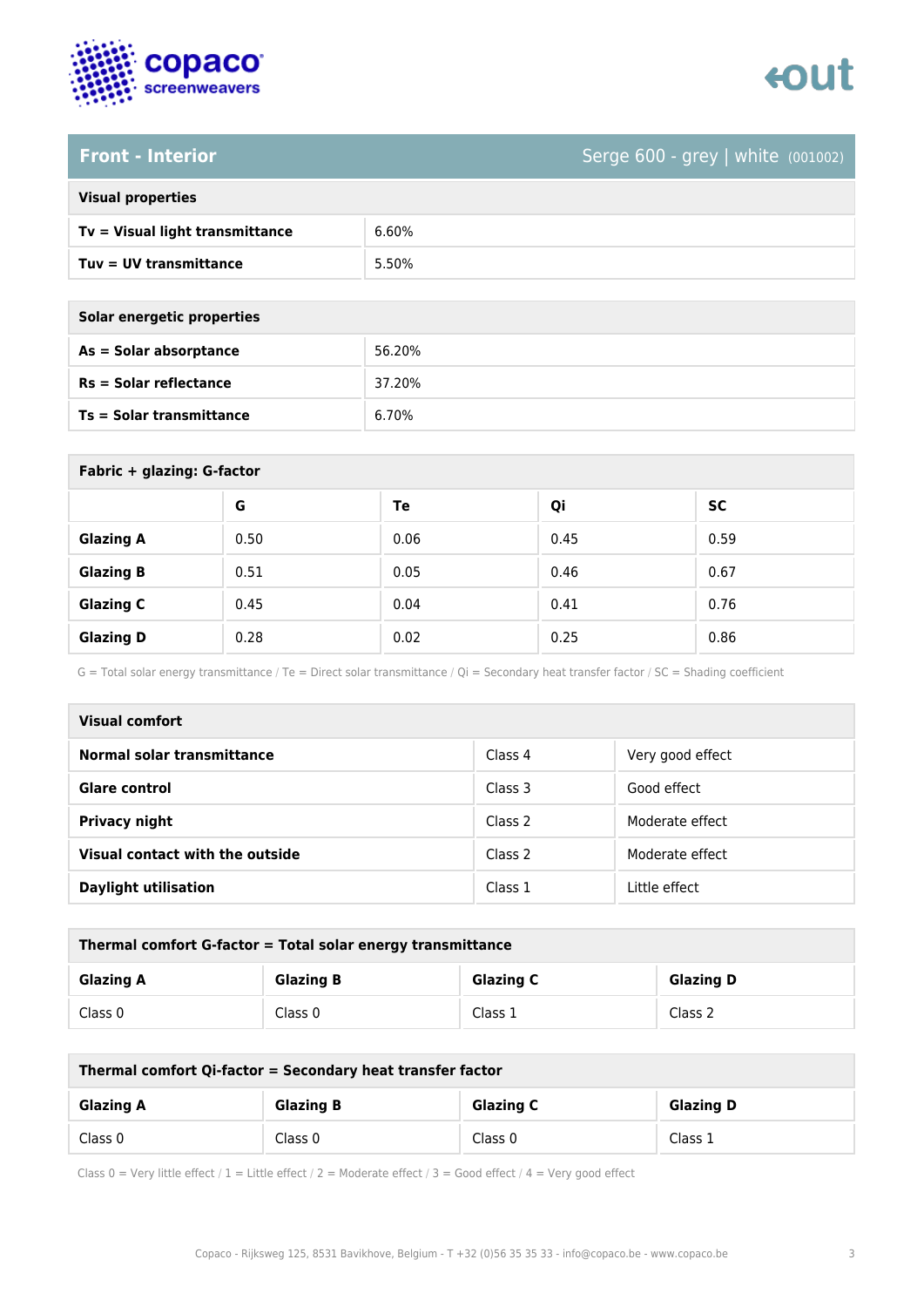## Front - Interior

Serge 600 - grey | white (001002)

| Visual properties | |
|---|---|
| **Tv = Visual light transmittance** | 6.60% |
| **Tuv = UV transmittance** | 5.50% |

| Solar energetic properties | |
|---|---|
| **As = Solar absorptance** | 56.20% |
| **Rs = Solar reflectance** | 37.20% |
| **Ts = Solar transmittance** | 6.70% |

**Fabric + glazing: G-factor**

| | G | Te | Qi | SC |
|---|---|---|---|---|
| **Glazing A** | 0.50 | 0.06 | 0.45 | 0.59 |
| **Glazing B** | 0.51 | 0.05 | 0.46 | 0.67 |
| **Glazing C** | 0.45 | 0.04 | 0.41 | 0.76 |
| **Glazing D** | 0.28 | 0.02 | 0.25 | 0.86 |

G = Total solar energy transmittance / Te = Direct solar transmittance / Qi = Secondary heat transfer factor / SC = Shading coefficient

| Visual comfort | | |
|---|---|---|
| **Normal solar transmittance** | Class 4 | Very good effect |
| **Glare control** | Class 3 | Good effect |
| **Privacy night** | Class 2 | Moderate effect |
| **Visual contact with the outside** | Class 2 | Moderate effect |
| **Daylight utilisation** | Class 1 | Little effect |

**Thermal comfort G-factor = Total solar energy transmittance**

| Glazing A | Glazing B | Glazing C | Glazing D |
|---|---|---|---|
| Class 0 | Class 0 | Class 1 | Class 2 |

**Thermal comfort Qi-factor = Secondary heat transfer factor**

| Glazing A | Glazing B | Glazing C | Glazing D |
|---|---|---|---|
| Class 0 | Class 0 | Class 0 | Class 1 |

Class 0 = Very little effect / 1 = Little effect / 2 = Moderate effect / 3 = Good effect / 4 = Very good effect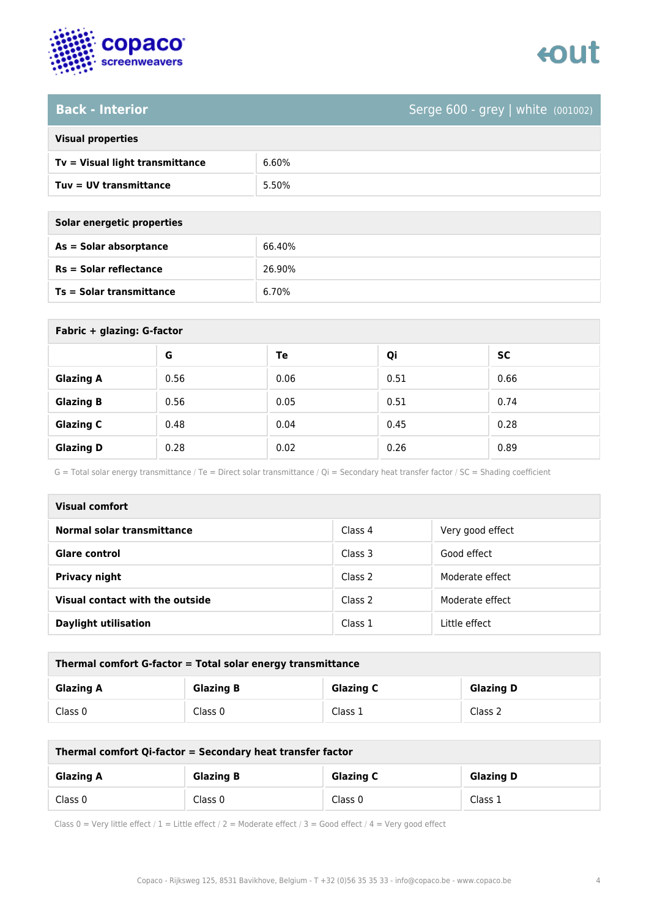## Back - Interior

Serge 600 - grey | white (001002)

| Visual properties | |
|---|---|
| **Tv = Visual light transmittance** | 6.60% |
| **Tuv = UV transmittance** | 5.50% |

| Solar energetic properties | |
|---|---|
| **As = Solar absorptance** | 66.40% |
| **Rs = Solar reflectance** | 26.90% |
| **Ts = Solar transmittance** | 6.70% |

**Fabric + glazing: G-factor**

| | G | Te | Qi | SC |
|---|---|---|---|---|
| **Glazing A** | 0.56 | 0.06 | 0.51 | 0.66 |
| **Glazing B** | 0.56 | 0.05 | 0.51 | 0.74 |
| **Glazing C** | 0.48 | 0.04 | 0.45 | 0.28 |
| **Glazing D** | 0.28 | 0.02 | 0.26 | 0.89 |

G = Total solar energy transmittance / Te = Direct solar transmittance / Qi = Secondary heat transfer factor / SC = Shading coefficient

| Visual comfort | | |
|---|---|---|
| **Normal solar transmittance** | Class 4 | Very good effect |
| **Glare control** | Class 3 | Good effect |
| **Privacy night** | Class 2 | Moderate effect |
| **Visual contact with the outside** | Class 2 | Moderate effect |
| **Daylight utilisation** | Class 1 | Little effect |

**Thermal comfort G-factor = Total solar energy transmittance**

| Glazing A | Glazing B | Glazing C | Glazing D |
|---|---|---|---|
| Class 0 | Class 0 | Class 1 | Class 2 |

**Thermal comfort Qi-factor = Secondary heat transfer factor**

| Glazing A | Glazing B | Glazing C | Glazing D |
|---|---|---|---|
| Class 0 | Class 0 | Class 0 | Class 1 |

Class 0 = Very little effect / 1 = Little effect / 2 = Moderate effect / 3 = Good effect / 4 = Very good effect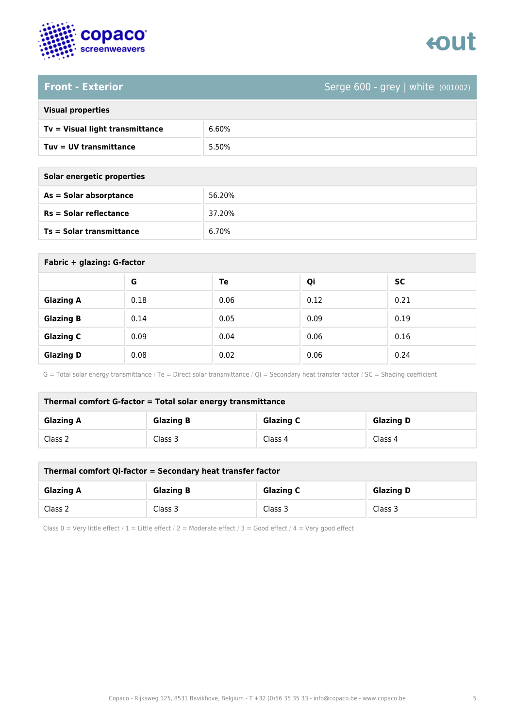## Front - Exterior

Serge 600 - grey | white (001002)

| Visual properties | |
|---|---|
| Tv = Visual light transmittance | 6.60% |
| Tuv = UV transmittance | 5.50% |

| Solar energetic properties | |
|---|---|
| As = Solar absorptance | 56.20% |
| Rs = Solar reflectance | 37.20% |
| Ts = Solar transmittance | 6.70% |

**Fabric + glazing: G-factor**

| | G | Te | Qi | SC |
|---|---|---|---|---|
| Glazing A | 0.18 | 0.06 | 0.12 | 0.21 |
| Glazing B | 0.14 | 0.05 | 0.09 | 0.19 |
| Glazing C | 0.09 | 0.04 | 0.06 | 0.16 |
| Glazing D | 0.08 | 0.02 | 0.06 | 0.24 |

G = Total solar energy transmittance / Te = Direct solar transmittance / Qi = Secondary heat transfer factor / SC = Shading coefficient

**Thermal comfort G-factor = Total solar energy transmittance**

| Glazing A | Glazing B | Glazing C | Glazing D |
|---|---|---|---|
| Class 2 | Class 3 | Class 4 | Class 4 |

**Thermal comfort Qi-factor = Secondary heat transfer factor**

| Glazing A | Glazing B | Glazing C | Glazing D |
|---|---|---|---|
| Class 2 | Class 3 | Class 3 | Class 3 |

Class 0 = Very little effect / 1 = Little effect / 2 = Moderate effect / 3 = Good effect / 4 = Very good effect

Copaco - Rijksweg 125, 8531 Bavikhove, Belgium - T +32 (0)56 35 35 33 - info@copaco.be - www.copaco.be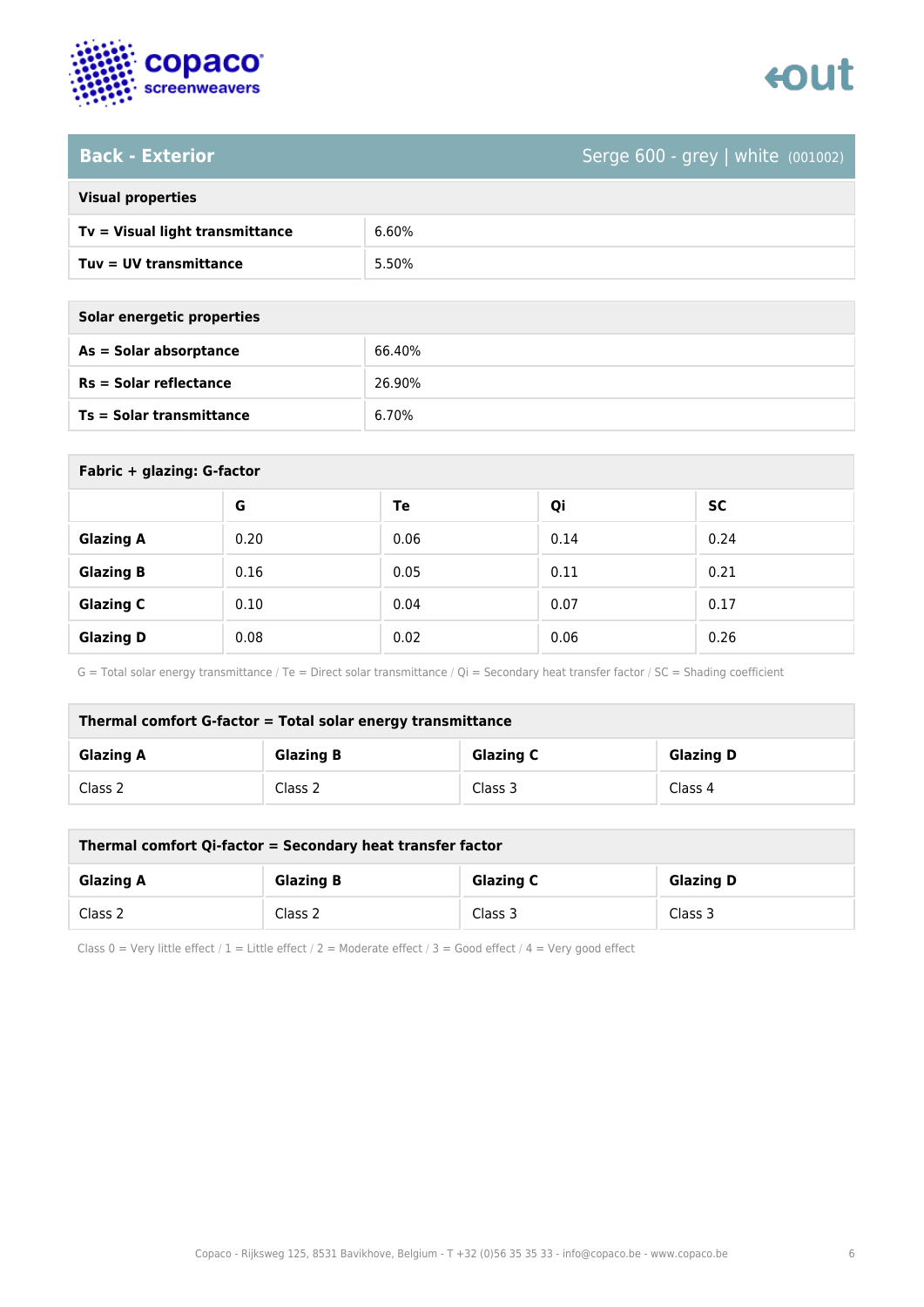## Back - Exterior

Serge 600 - grey | white (001002)

| Visual properties | |
|---|---|
| **Tv = Visual light transmittance** | 6.60% |
| **Tuv = UV transmittance** | 5.50% |

| Solar energetic properties | |
|---|---|
| **As = Solar absorptance** | 66.40% |
| **Rs = Solar reflectance** | 26.90% |
| **Ts = Solar transmittance** | 6.70% |

**Fabric + glazing: G-factor**

| | G | Te | Qi | SC |
|---|---|---|---|---|
| **Glazing A** | 0.20 | 0.06 | 0.14 | 0.24 |
| **Glazing B** | 0.16 | 0.05 | 0.11 | 0.21 |
| **Glazing C** | 0.10 | 0.04 | 0.07 | 0.17 |
| **Glazing D** | 0.08 | 0.02 | 0.06 | 0.26 |

G = Total solar energy transmittance / Te = Direct solar transmittance / Qi = Secondary heat transfer factor / SC = Shading coefficient

**Thermal comfort G-factor = Total solar energy transmittance**

| Glazing A | Glazing B | Glazing C | Glazing D |
|---|---|---|---|
| Class 2 | Class 2 | Class 3 | Class 4 |

**Thermal comfort Qi-factor = Secondary heat transfer factor**

| Glazing A | Glazing B | Glazing C | Glazing D |
|---|---|---|---|
| Class 2 | Class 2 | Class 3 | Class 3 |

Class 0 = Very little effect / 1 = Little effect / 2 = Moderate effect / 3 = Good effect / 4 = Very good effect

Copaco - Rijksweg 125, 8531 Bavikhove, Belgium - T +32 (0)56 35 35 33 - info@copaco.be - www.copaco.be